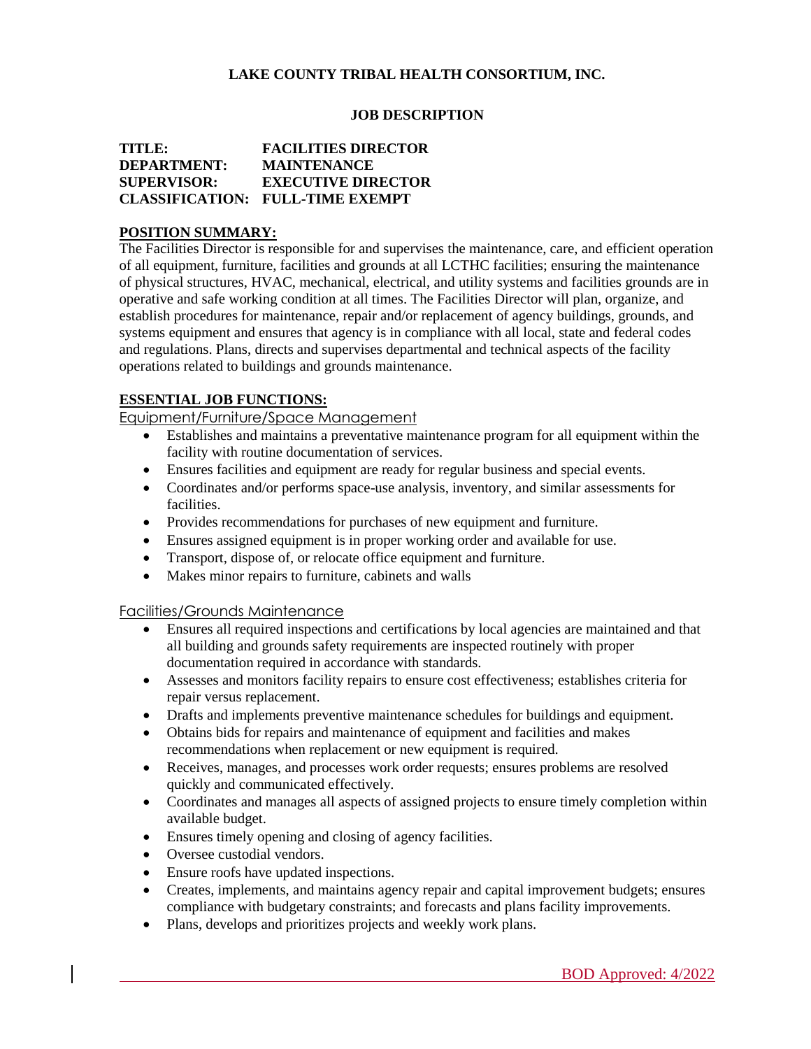**LAKE COUNTY TRIBAL HEALTH CONSORTIUM, INC.**

**JOB DESCRIPTION**

**TITLE:** FACILITIES DIRECTOR
**DEPARTMENT:** MAINTENANCE
**SUPERVISOR:** EXECUTIVE DIRECTOR
**CLASSIFICATION:** FULL-TIME EXEMPT

## POSITION SUMMARY:

The Facilities Director is responsible for and supervises the maintenance, care, and efficient operation of all equipment, furniture, facilities and grounds at all LCTHC facilities; ensuring the maintenance of physical structures, HVAC, mechanical, electrical, and utility systems and facilities grounds are in operative and safe working condition at all times. The Facilities Director will plan, organize, and establish procedures for maintenance, repair and/or replacement of agency buildings, grounds, and systems equipment and ensures that agency is in compliance with all local, state and federal codes and regulations. Plans, directs and supervises departmental and technical aspects of the facility operations related to buildings and grounds maintenance.

## ESSENTIAL JOB FUNCTIONS:

### Equipment/Furniture/Space Management

- Establishes and maintains a preventative maintenance program for all equipment within the facility with routine documentation of services.
- Ensures facilities and equipment are ready for regular business and special events.
- Coordinates and/or performs space-use analysis, inventory, and similar assessments for facilities.
- Provides recommendations for purchases of new equipment and furniture.
- Ensures assigned equipment is in proper working order and available for use.
- Transport, dispose of, or relocate office equipment and furniture.
- Makes minor repairs to furniture, cabinets and walls

### Facilities/Grounds Maintenance

- Ensures all required inspections and certifications by local agencies are maintained and that all building and grounds safety requirements are inspected routinely with proper documentation required in accordance with standards.
- Assesses and monitors facility repairs to ensure cost effectiveness; establishes criteria for repair versus replacement.
- Drafts and implements preventive maintenance schedules for buildings and equipment.
- Obtains bids for repairs and maintenance of equipment and facilities and makes recommendations when replacement or new equipment is required.
- Receives, manages, and processes work order requests; ensures problems are resolved quickly and communicated effectively.
- Coordinates and manages all aspects of assigned projects to ensure timely completion within available budget.
- Ensures timely opening and closing of agency facilities.
- Oversee custodial vendors.
- Ensure roofs have updated inspections.
- Creates, implements, and maintains agency repair and capital improvement budgets; ensures compliance with budgetary constraints; and forecasts and plans facility improvements.
- Plans, develops and prioritizes projects and weekly work plans.

BOD Approved: 4/2022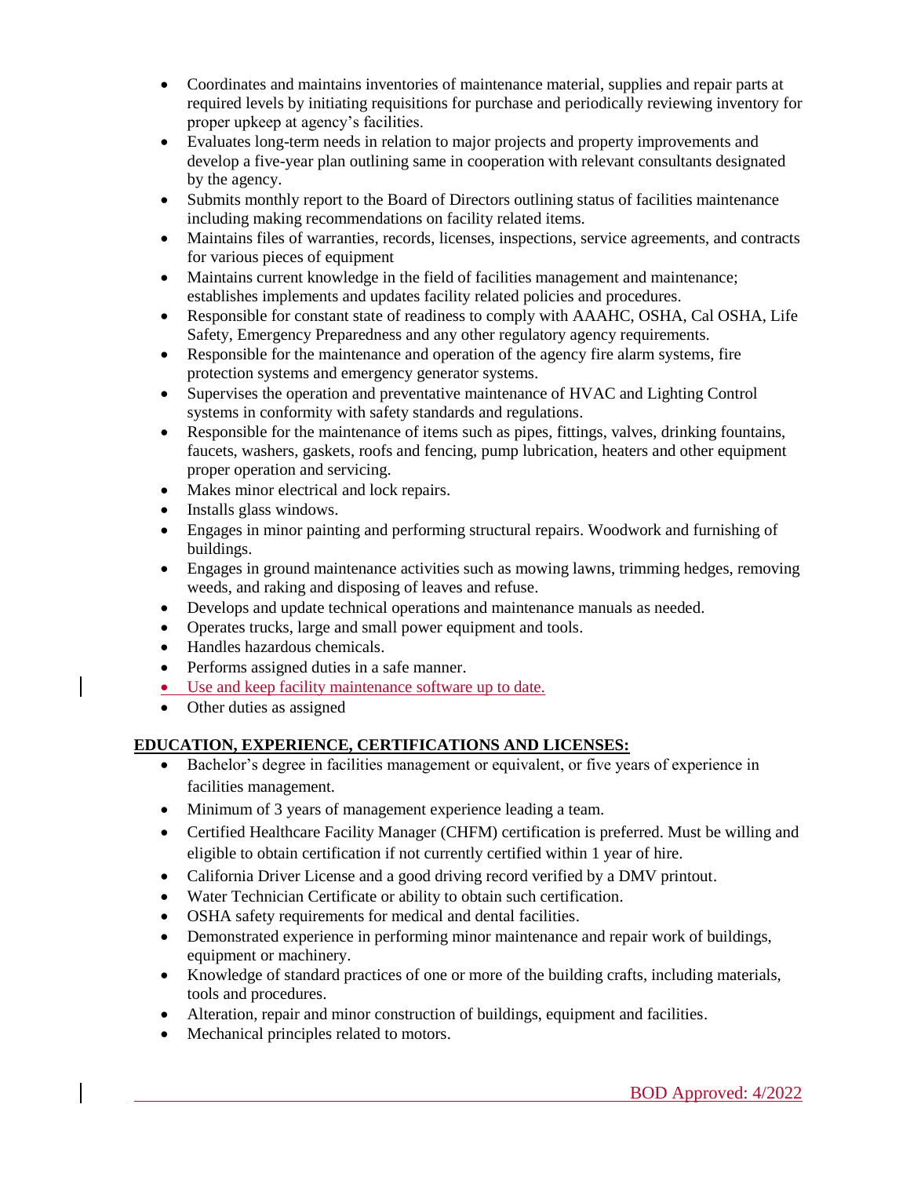- Coordinates and maintains inventories of maintenance material, supplies and repair parts at required levels by initiating requisitions for purchase and periodically reviewing inventory for proper upkeep at agency's facilities.
- Evaluates long-term needs in relation to major projects and property improvements and develop a five-year plan outlining same in cooperation with relevant consultants designated by the agency.
- Submits monthly report to the Board of Directors outlining status of facilities maintenance including making recommendations on facility related items.
- Maintains files of warranties, records, licenses, inspections, service agreements, and contracts for various pieces of equipment
- Maintains current knowledge in the field of facilities management and maintenance; establishes implements and updates facility related policies and procedures.
- Responsible for constant state of readiness to comply with AAAHC, OSHA, Cal OSHA, Life Safety, Emergency Preparedness and any other regulatory agency requirements.
- Responsible for the maintenance and operation of the agency fire alarm systems, fire protection systems and emergency generator systems.
- Supervises the operation and preventative maintenance of HVAC and Lighting Control systems in conformity with safety standards and regulations.
- Responsible for the maintenance of items such as pipes, fittings, valves, drinking fountains, faucets, washers, gaskets, roofs and fencing, pump lubrication, heaters and other equipment proper operation and servicing.
- Makes minor electrical and lock repairs.
- Installs glass windows.
- Engages in minor painting and performing structural repairs. Woodwork and furnishing of buildings.
- Engages in ground maintenance activities such as mowing lawns, trimming hedges, removing weeds, and raking and disposing of leaves and refuse.
- Develops and update technical operations and maintenance manuals as needed.
- Operates trucks, large and small power equipment and tools.
- Handles hazardous chemicals.
- Performs assigned duties in a safe manner.
- Use and keep facility maintenance software up to date.
- Other duties as assigned

**EDUCATION, EXPERIENCE, CERTIFICATIONS AND LICENSES:**

- Bachelor's degree in facilities management or equivalent, or five years of experience in facilities management.
- Minimum of 3 years of management experience leading a team.
- Certified Healthcare Facility Manager (CHFM) certification is preferred. Must be willing and eligible to obtain certification if not currently certified within 1 year of hire.
- California Driver License and a good driving record verified by a DMV printout.
- Water Technician Certificate or ability to obtain such certification.
- OSHA safety requirements for medical and dental facilities.
- Demonstrated experience in performing minor maintenance and repair work of buildings, equipment or machinery.
- Knowledge of standard practices of one or more of the building crafts, including materials, tools and procedures.
- Alteration, repair and minor construction of buildings, equipment and facilities.
- Mechanical principles related to motors.

BOD Approved: 4/2022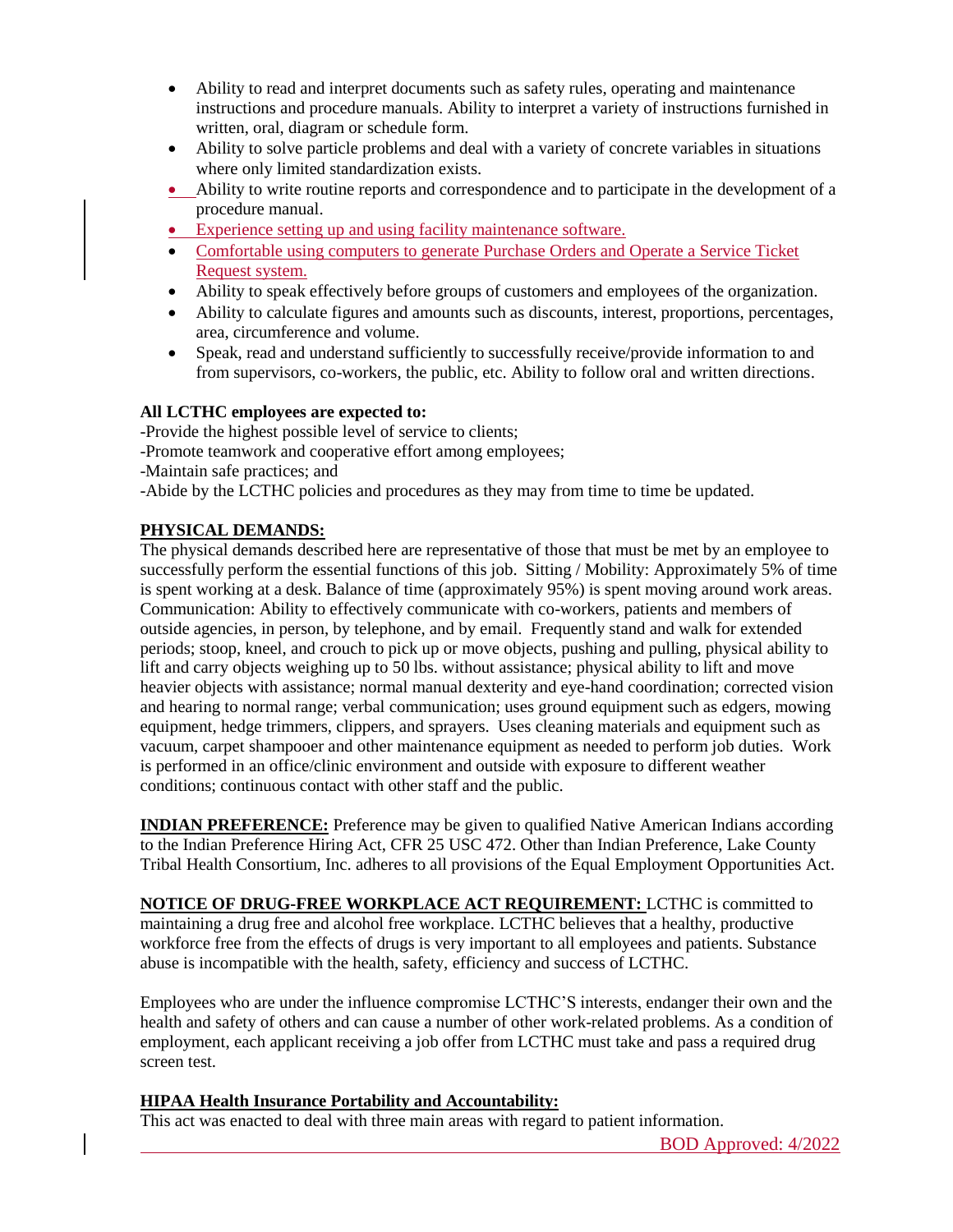- Ability to read and interpret documents such as safety rules, operating and maintenance instructions and procedure manuals. Ability to interpret a variety of instructions furnished in written, oral, diagram or schedule form.
- Ability to solve particle problems and deal with a variety of concrete variables in situations where only limited standardization exists.
- Ability to write routine reports and correspondence and to participate in the development of a procedure manual.
- Experience setting up and using facility maintenance software.
- Comfortable using computers to generate Purchase Orders and Operate a Service Ticket Request system.
- Ability to speak effectively before groups of customers and employees of the organization.
- Ability to calculate figures and amounts such as discounts, interest, proportions, percentages, area, circumference and volume.
- Speak, read and understand sufficiently to successfully receive/provide information to and from supervisors, co-workers, the public, etc. Ability to follow oral and written directions.

**All LCTHC employees are expected to:**

-Provide the highest possible level of service to clients;
-Promote teamwork and cooperative effort among employees;
-Maintain safe practices; and
-Abide by the LCTHC policies and procedures as they may from time to time be updated.

**PHYSICAL DEMANDS:**

The physical demands described here are representative of those that must be met by an employee to successfully perform the essential functions of this job. Sitting / Mobility: Approximately 5% of time is spent working at a desk. Balance of time (approximately 95%) is spent moving around work areas. Communication: Ability to effectively communicate with co-workers, patients and members of outside agencies, in person, by telephone, and by email. Frequently stand and walk for extended periods; stoop, kneel, and crouch to pick up or move objects, pushing and pulling, physical ability to lift and carry objects weighing up to 50 lbs. without assistance; physical ability to lift and move heavier objects with assistance; normal manual dexterity and eye-hand coordination; corrected vision and hearing to normal range; verbal communication; uses ground equipment such as edgers, mowing equipment, hedge trimmers, clippers, and sprayers. Uses cleaning materials and equipment such as vacuum, carpet shampooer and other maintenance equipment as needed to perform job duties. Work is performed in an office/clinic environment and outside with exposure to different weather conditions; continuous contact with other staff and the public.

**INDIAN PREFERENCE:** Preference may be given to qualified Native American Indians according to the Indian Preference Hiring Act, CFR 25 USC 472. Other than Indian Preference, Lake County Tribal Health Consortium, Inc. adheres to all provisions of the Equal Employment Opportunities Act.

**NOTICE OF DRUG-FREE WORKPLACE ACT REQUIREMENT:** LCTHC is committed to maintaining a drug free and alcohol free workplace. LCTHC believes that a healthy, productive workforce free from the effects of drugs is very important to all employees and patients. Substance abuse is incompatible with the health, safety, efficiency and success of LCTHC.

Employees who are under the influence compromise LCTHC'S interests, endanger their own and the health and safety of others and can cause a number of other work-related problems. As a condition of employment, each applicant receiving a job offer from LCTHC must take and pass a required drug screen test.

**HIPAA Health Insurance Portability and Accountability:**

This act was enacted to deal with three main areas with regard to patient information.

BOD Approved: 4/2022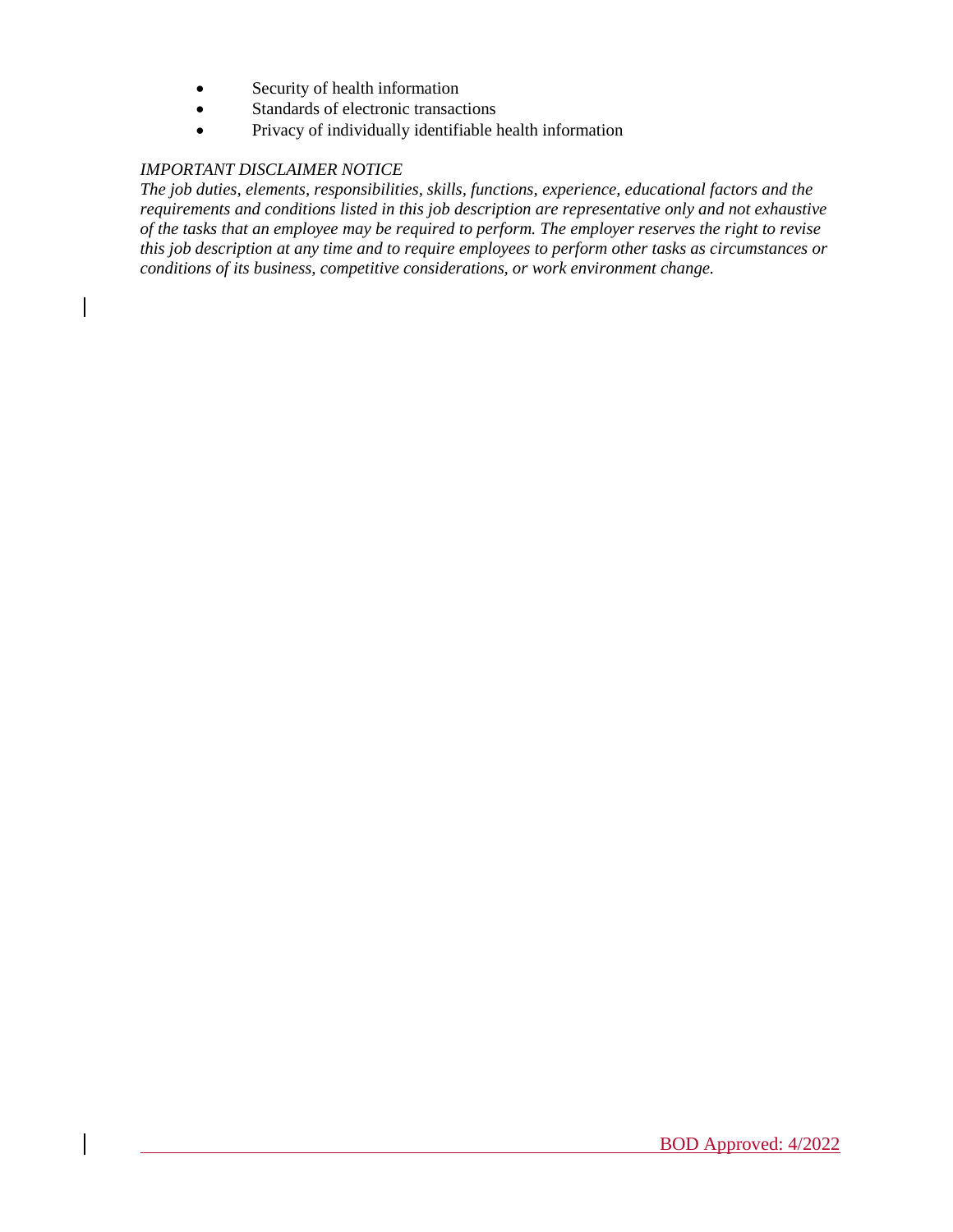- Security of health information
- Standards of electronic transactions
- Privacy of individually identifiable health information

*IMPORTANT DISCLAIMER NOTICE*

*The job duties, elements, responsibilities, skills, functions, experience, educational factors and the requirements and conditions listed in this job description are representative only and not exhaustive of the tasks that an employee may be required to perform. The employer reserves the right to revise this job description at any time and to require employees to perform other tasks as circumstances or conditions of its business, competitive considerations, or work environment change.*

BOD Approved: 4/2022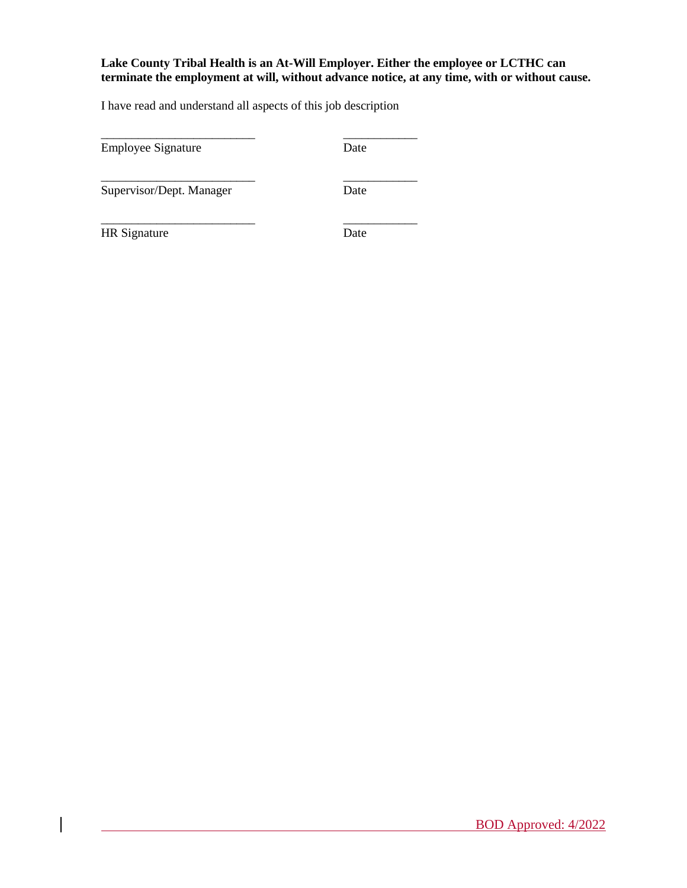**Lake County Tribal Health is an At-Will Employer. Either the employee or LCTHC can terminate the employment at will, without advance notice, at any time, with or without cause.**

I have read and understand all aspects of this job description

_________________________  ____________
Employee Signature  Date

_________________________  ____________
Supervisor/Dept. Manager  Date

_________________________  ____________
HR Signature  Date

BOD Approved: 4/2022